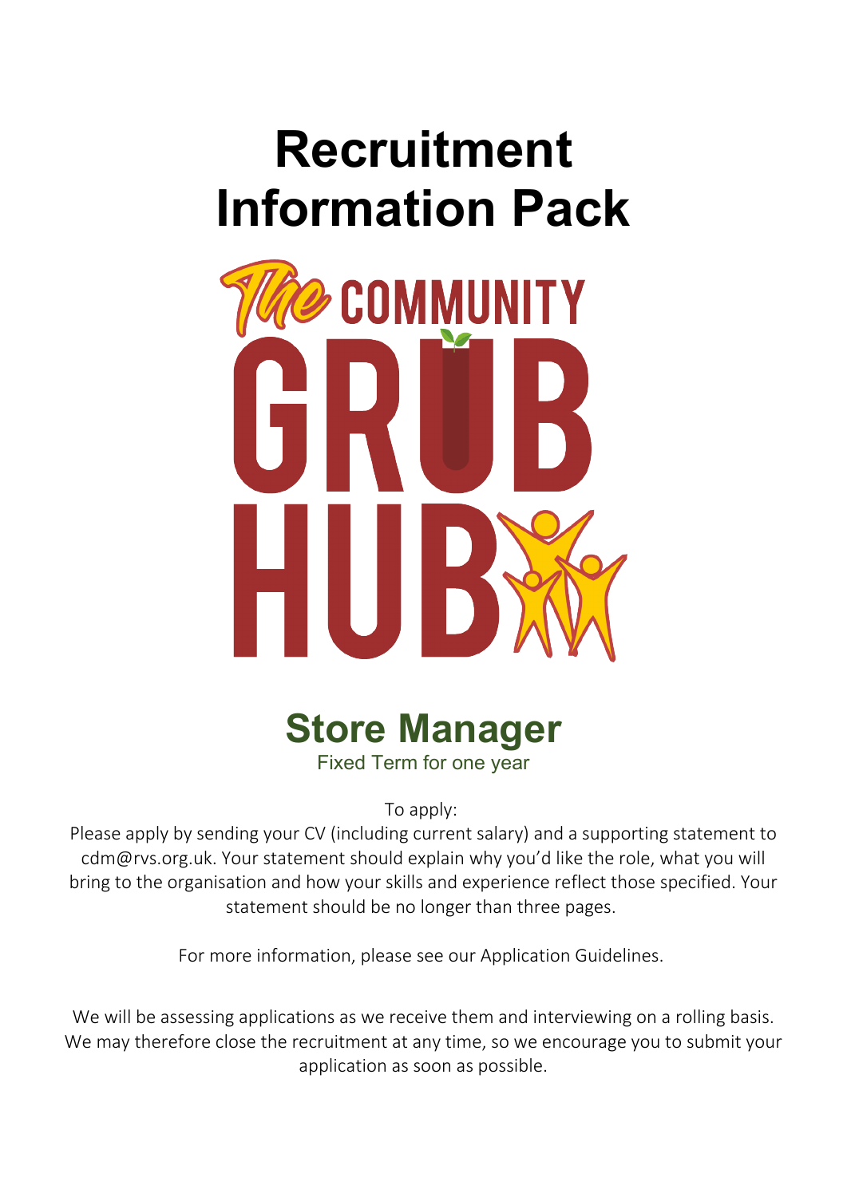# Recruitment Information Pack

The COMMUNITY GRUB HUB

## Store Manager

Fixed Term for one year

To apply:
Please apply by sending your CV (including current salary) and a supporting statement to cdm@rvs.org.uk. Your statement should explain why you'd like the role, what you will bring to the organisation and how your skills and experience reflect those specified. Your statement should be no longer than three pages.

For more information, please see our Application Guidelines.

We will be assessing applications as we receive them and interviewing on a rolling basis. We may therefore close the recruitment at any time, so we encourage you to submit your application as soon as possible.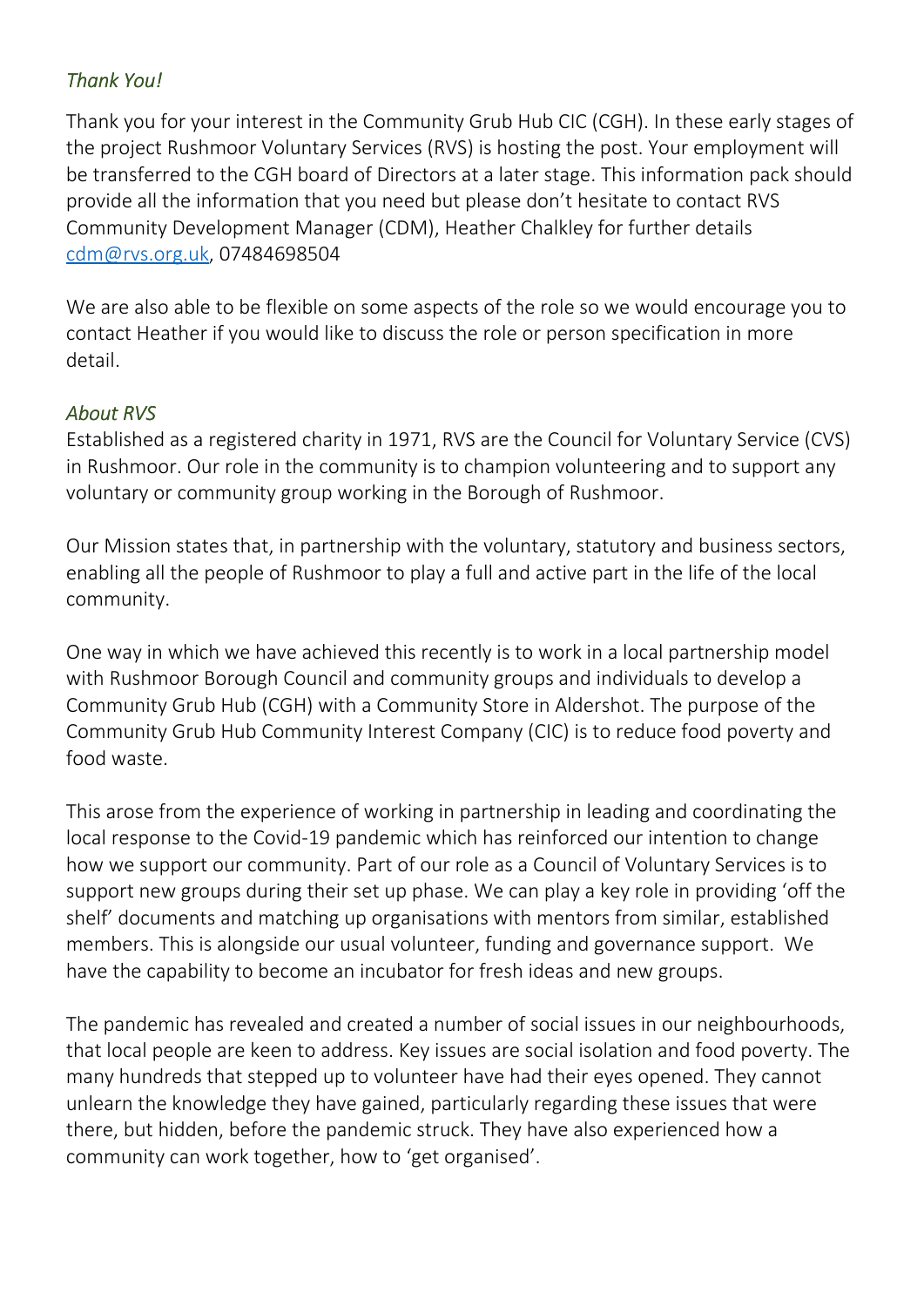*Thank You!*

Thank you for your interest in the Community Grub Hub CIC (CGH). In these early stages of the project Rushmoor Voluntary Services (RVS) is hosting the post. Your employment will be transferred to the CGH board of Directors at a later stage. This information pack should provide all the information that you need but please don't hesitate to contact RVS Community Development Manager (CDM), Heather Chalkley for further details cdm@rvs.org.uk, 07484698504

We are also able to be flexible on some aspects of the role so we would encourage you to contact Heather if you would like to discuss the role or person specification in more detail.

*About RVS*

Established as a registered charity in 1971, RVS are the Council for Voluntary Service (CVS) in Rushmoor. Our role in the community is to champion volunteering and to support any voluntary or community group working in the Borough of Rushmoor.

Our Mission states that, in partnership with the voluntary, statutory and business sectors, enabling all the people of Rushmoor to play a full and active part in the life of the local community.

One way in which we have achieved this recently is to work in a local partnership model with Rushmoor Borough Council and community groups and individuals to develop a Community Grub Hub (CGH) with a Community Store in Aldershot. The purpose of the Community Grub Hub Community Interest Company (CIC) is to reduce food poverty and food waste.

This arose from the experience of working in partnership in leading and coordinating the local response to the Covid-19 pandemic which has reinforced our intention to change how we support our community. Part of our role as a Council of Voluntary Services is to support new groups during their set up phase. We can play a key role in providing 'off the shelf' documents and matching up organisations with mentors from similar, established members. This is alongside our usual volunteer, funding and governance support. We have the capability to become an incubator for fresh ideas and new groups.

The pandemic has revealed and created a number of social issues in our neighbourhoods, that local people are keen to address. Key issues are social isolation and food poverty. The many hundreds that stepped up to volunteer have had their eyes opened. They cannot unlearn the knowledge they have gained, particularly regarding these issues that were there, but hidden, before the pandemic struck. They have also experienced how a community can work together, how to 'get organised'.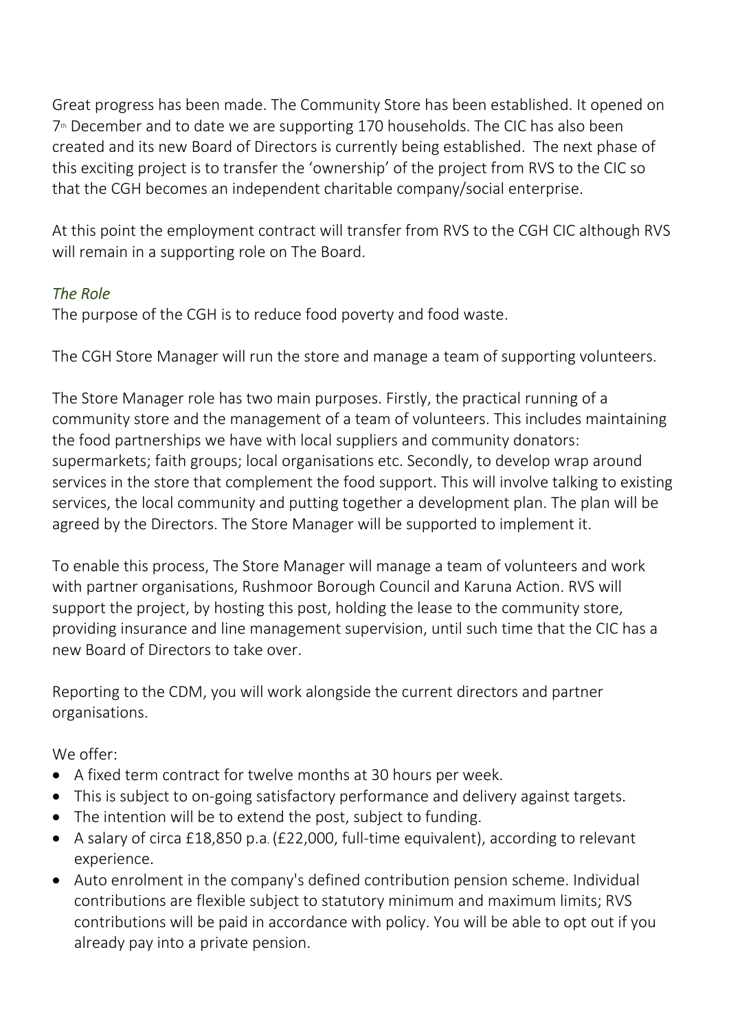Great progress has been made. The Community Store has been established. It opened on 7th December and to date we are supporting 170 households. The CIC has also been created and its new Board of Directors is currently being established. The next phase of this exciting project is to transfer the 'ownership' of the project from RVS to the CIC so that the CGH becomes an independent charitable company/social enterprise.

At this point the employment contract will transfer from RVS to the CGH CIC although RVS will remain in a supporting role on The Board.

### *The Role*

The purpose of the CGH is to reduce food poverty and food waste.

The CGH Store Manager will run the store and manage a team of supporting volunteers.

The Store Manager role has two main purposes. Firstly, the practical running of a community store and the management of a team of volunteers. This includes maintaining the food partnerships we have with local suppliers and community donators: supermarkets; faith groups; local organisations etc. Secondly, to develop wrap around services in the store that complement the food support. This will involve talking to existing services, the local community and putting together a development plan. The plan will be agreed by the Directors. The Store Manager will be supported to implement it.

To enable this process, The Store Manager will manage a team of volunteers and work with partner organisations, Rushmoor Borough Council and Karuna Action. RVS will support the project, by hosting this post, holding the lease to the community store, providing insurance and line management supervision, until such time that the CIC has a new Board of Directors to take over.

Reporting to the CDM, you will work alongside the current directors and partner organisations.

We offer:

- A fixed term contract for twelve months at 30 hours per week.
- This is subject to on-going satisfactory performance and delivery against targets.
- The intention will be to extend the post, subject to funding.
- A salary of circa £18,850 p.a. (£22,000, full-time equivalent), according to relevant experience.
- Auto enrolment in the company's defined contribution pension scheme. Individual contributions are flexible subject to statutory minimum and maximum limits; RVS contributions will be paid in accordance with policy. You will be able to opt out if you already pay into a private pension.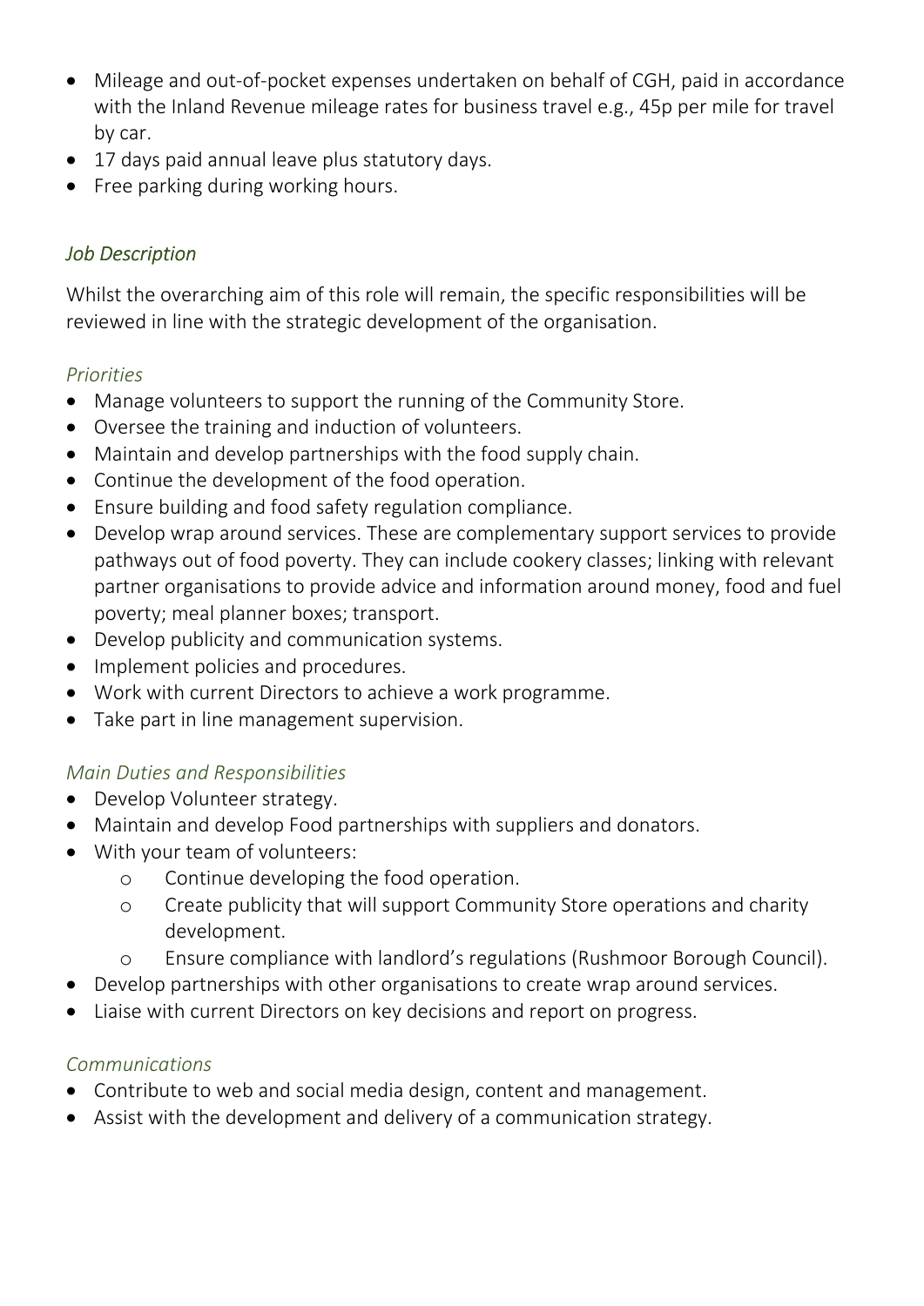- Mileage and out-of-pocket expenses undertaken on behalf of CGH, paid in accordance with the Inland Revenue mileage rates for business travel e.g., 45p per mile for travel by car.
- 17 days paid annual leave plus statutory days.
- Free parking during working hours.

### *Job Description*

Whilst the overarching aim of this role will remain, the specific responsibilities will be reviewed in line with the strategic development of the organisation.

#### *Priorities*

- Manage volunteers to support the running of the Community Store.
- Oversee the training and induction of volunteers.
- Maintain and develop partnerships with the food supply chain.
- Continue the development of the food operation.
- Ensure building and food safety regulation compliance.
- Develop wrap around services. These are complementary support services to provide pathways out of food poverty. They can include cookery classes; linking with relevant partner organisations to provide advice and information around money, food and fuel poverty; meal planner boxes; transport.
- Develop publicity and communication systems.
- Implement policies and procedures.
- Work with current Directors to achieve a work programme.
- Take part in line management supervision.

#### *Main Duties and Responsibilities*

- Develop Volunteer strategy.
- Maintain and develop Food partnerships with suppliers and donators.
- With your team of volunteers:
  - Continue developing the food operation.
  - Create publicity that will support Community Store operations and charity development.
  - Ensure compliance with landlord's regulations (Rushmoor Borough Council).
- Develop partnerships with other organisations to create wrap around services.
- Liaise with current Directors on key decisions and report on progress.

#### *Communications*

- Contribute to web and social media design, content and management.
- Assist with the development and delivery of a communication strategy.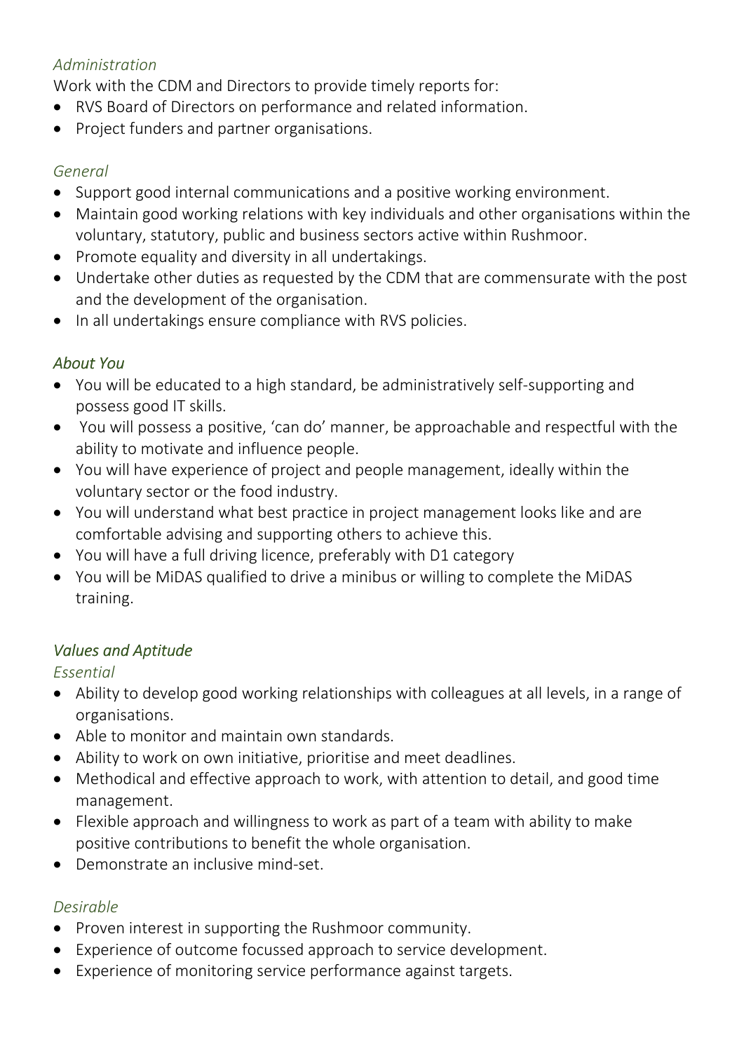*Administration*

Work with the CDM and Directors to provide timely reports for:

- RVS Board of Directors on performance and related information.
- Project funders and partner organisations.

*General*

- Support good internal communications and a positive working environment.
- Maintain good working relations with key individuals and other organisations within the voluntary, statutory, public and business sectors active within Rushmoor.
- Promote equality and diversity in all undertakings.
- Undertake other duties as requested by the CDM that are commensurate with the post and the development of the organisation.
- In all undertakings ensure compliance with RVS policies.

## *About You*

- You will be educated to a high standard, be administratively self-supporting and possess good IT skills.
- You will possess a positive, 'can do' manner, be approachable and respectful with the ability to motivate and influence people.
- You will have experience of project and people management, ideally within the voluntary sector or the food industry.
- You will understand what best practice in project management looks like and are comfortable advising and supporting others to achieve this.
- You will have a full driving licence, preferably with D1 category
- You will be MiDAS qualified to drive a minibus or willing to complete the MiDAS training.

## *Values and Aptitude*

*Essential*

- Ability to develop good working relationships with colleagues at all levels, in a range of organisations.
- Able to monitor and maintain own standards.
- Ability to work on own initiative, prioritise and meet deadlines.
- Methodical and effective approach to work, with attention to detail, and good time management.
- Flexible approach and willingness to work as part of a team with ability to make positive contributions to benefit the whole organisation.
- Demonstrate an inclusive mind-set.

*Desirable*

- Proven interest in supporting the Rushmoor community.
- Experience of outcome focussed approach to service development.
- Experience of monitoring service performance against targets.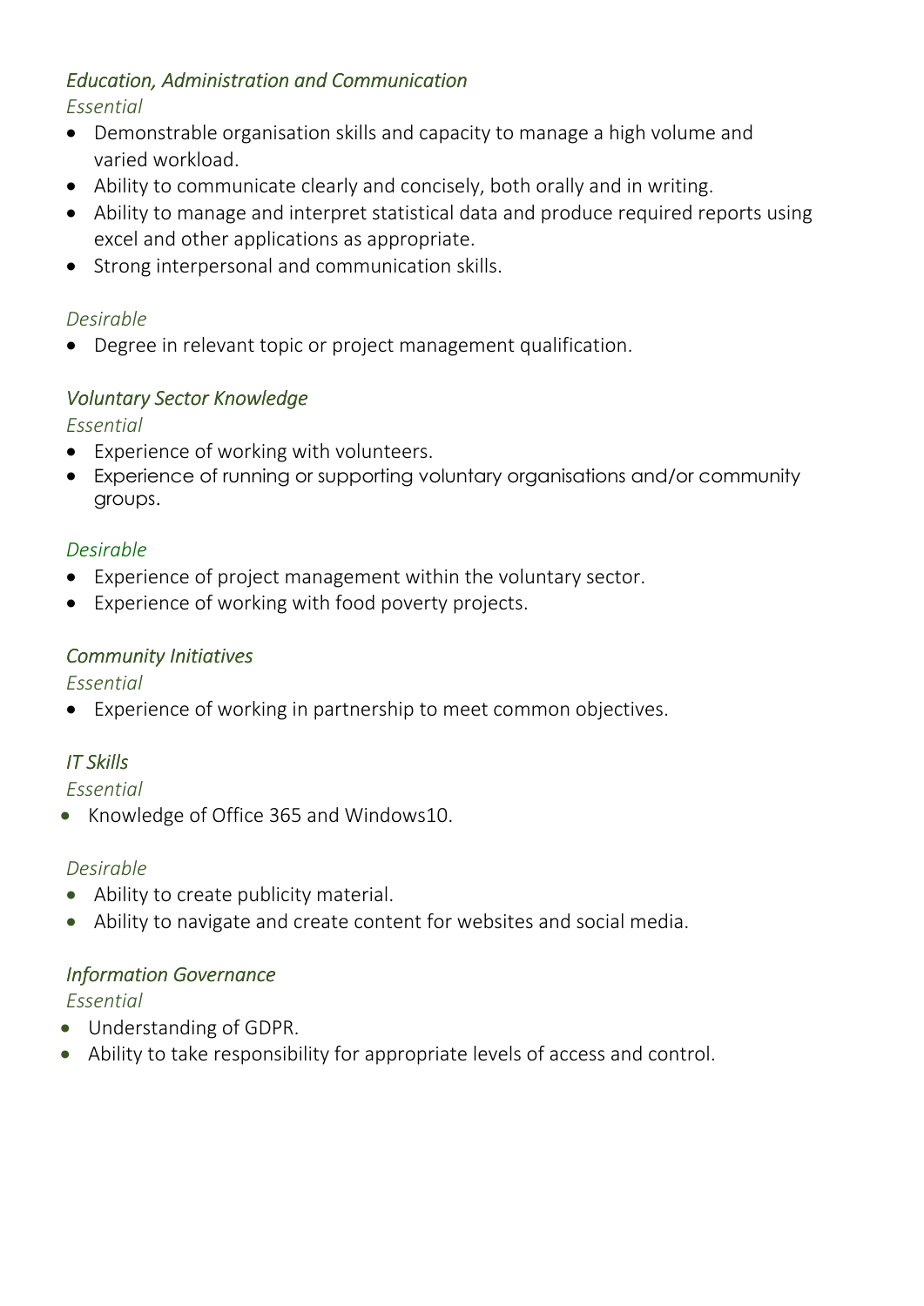*Education, Administration and Communication*

*Essential*

- Demonstrable organisation skills and capacity to manage a high volume and varied workload.
- Ability to communicate clearly and concisely, both orally and in writing.
- Ability to manage and interpret statistical data and produce required reports using excel and other applications as appropriate.
- Strong interpersonal and communication skills.

*Desirable*

- Degree in relevant topic or project management qualification.

*Voluntary Sector Knowledge*

*Essential*

- Experience of working with volunteers.
- Experience of running or supporting voluntary organisations and/or community groups.

*Desirable*

- Experience of project management within the voluntary sector.
- Experience of working with food poverty projects.

*Community Initiatives*

*Essential*

- Experience of working in partnership to meet common objectives.

*IT Skills*

*Essential*

- Knowledge of Office 365 and Windows10.

*Desirable*

- Ability to create publicity material.
- Ability to navigate and create content for websites and social media.

*Information Governance*

*Essential*

- Understanding of GDPR.
- Ability to take responsibility for appropriate levels of access and control.